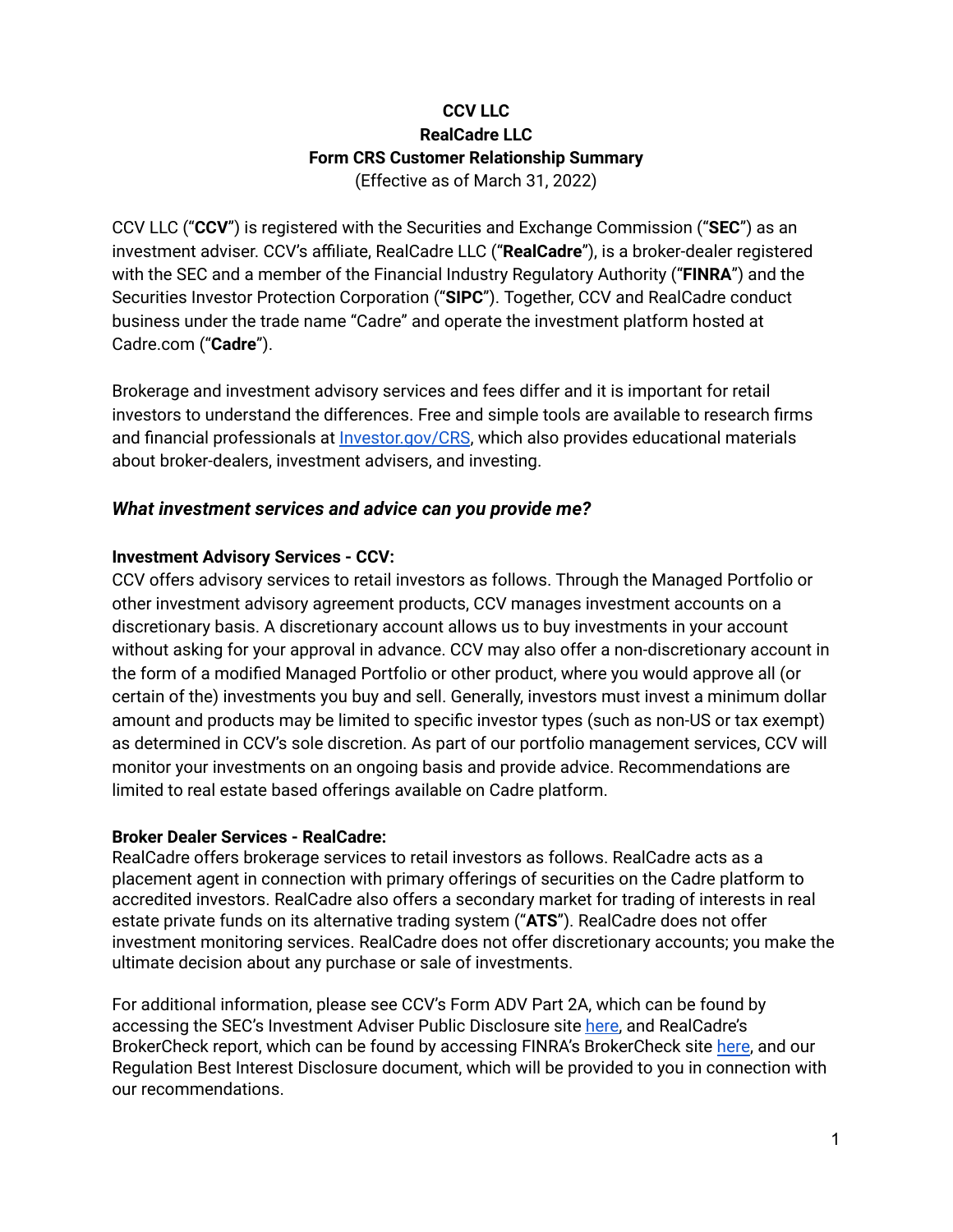# CCV LLC
# RealCadre LLC
# Form CRS Customer Relationship Summary

(Effective as of March 31, 2022)

CCV LLC ("**CCV**") is registered with the Securities and Exchange Commission ("**SEC**") as an investment adviser. CCV's affiliate, RealCadre LLC ("**RealCadre**"), is a broker-dealer registered with the SEC and a member of the Financial Industry Regulatory Authority ("**FINRA**") and the Securities Investor Protection Corporation ("**SIPC**"). Together, CCV and RealCadre conduct business under the trade name "Cadre" and operate the investment platform hosted at Cadre.com ("**Cadre**").

Brokerage and investment advisory services and fees differ and it is important for retail investors to understand the differences. Free and simple tools are available to research firms and financial professionals at Investor.gov/CRS, which also provides educational materials about broker-dealers, investment advisers, and investing.

## *What investment services and advice can you provide me?*

**Investment Advisory Services - CCV:**
CCV offers advisory services to retail investors as follows. Through the Managed Portfolio or other investment advisory agreement products, CCV manages investment accounts on a discretionary basis. A discretionary account allows us to buy investments in your account without asking for your approval in advance. CCV may also offer a non-discretionary account in the form of a modified Managed Portfolio or other product, where you would approve all (or certain of the) investments you buy and sell. Generally, investors must invest a minimum dollar amount and products may be limited to specific investor types (such as non-US or tax exempt) as determined in CCV's sole discretion. As part of our portfolio management services, CCV will monitor your investments on an ongoing basis and provide advice. Recommendations are limited to real estate based offerings available on Cadre platform.

**Broker Dealer Services - RealCadre:**
RealCadre offers brokerage services to retail investors as follows. RealCadre acts as a placement agent in connection with primary offerings of securities on the Cadre platform to accredited investors. RealCadre also offers a secondary market for trading of interests in real estate private funds on its alternative trading system ("**ATS**"). RealCadre does not offer investment monitoring services. RealCadre does not offer discretionary accounts; you make the ultimate decision about any purchase or sale of investments.

For additional information, please see CCV's Form ADV Part 2A, which can be found by accessing the SEC's Investment Adviser Public Disclosure site here, and RealCadre's BrokerCheck report, which can be found by accessing FINRA's BrokerCheck site here, and our Regulation Best Interest Disclosure document, which will be provided to you in connection with our recommendations.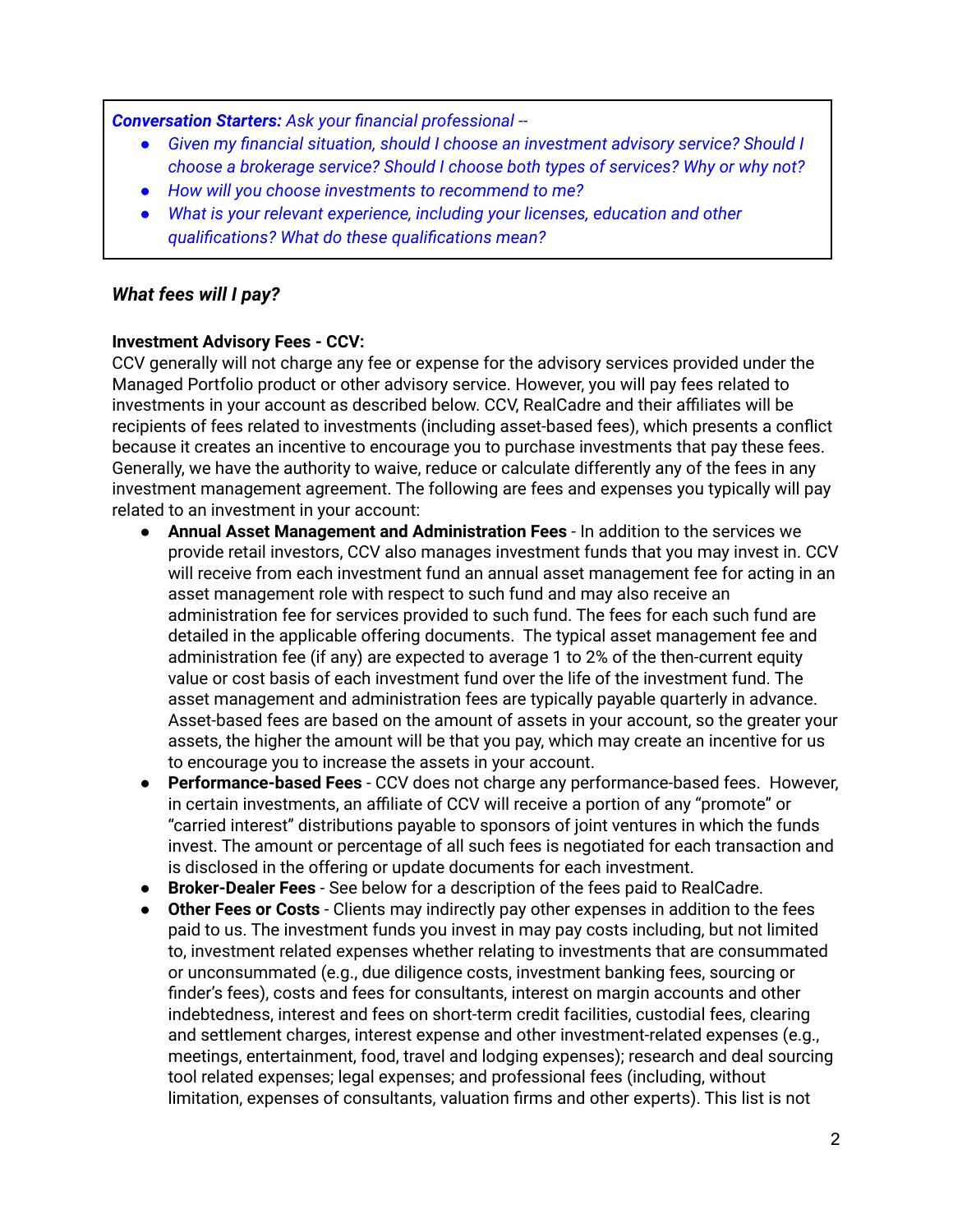***Conversation Starters:*** *Ask your financial professional --*

- *Given my financial situation, should I choose an investment advisory service? Should I choose a brokerage service? Should I choose both types of services? Why or why not?*
- *How will you choose investments to recommend to me?*
- *What is your relevant experience, including your licenses, education and other qualifications? What do these qualifications mean?*

***What fees will I pay?***

**Investment Advisory Fees - CCV:**
CCV generally will not charge any fee or expense for the advisory services provided under the Managed Portfolio product or other advisory service. However, you will pay fees related to investments in your account as described below. CCV, RealCadre and their affiliates will be recipients of fees related to investments (including asset-based fees), which presents a conflict because it creates an incentive to encourage you to purchase investments that pay these fees. Generally, we have the authority to waive, reduce or calculate differently any of the fees in any investment management agreement. The following are fees and expenses you typically will pay related to an investment in your account:

- **Annual Asset Management and Administration Fees** - In addition to the services we provide retail investors, CCV also manages investment funds that you may invest in. CCV will receive from each investment fund an annual asset management fee for acting in an asset management role with respect to such fund and may also receive an administration fee for services provided to such fund. The fees for each such fund are detailed in the applicable offering documents. The typical asset management fee and administration fee (if any) are expected to average 1 to 2% of the then-current equity value or cost basis of each investment fund over the life of the investment fund. The asset management and administration fees are typically payable quarterly in advance. Asset-based fees are based on the amount of assets in your account, so the greater your assets, the higher the amount will be that you pay, which may create an incentive for us to encourage you to increase the assets in your account.
- **Performance-based Fees** - CCV does not charge any performance-based fees. However, in certain investments, an affiliate of CCV will receive a portion of any "promote" or "carried interest" distributions payable to sponsors of joint ventures in which the funds invest. The amount or percentage of all such fees is negotiated for each transaction and is disclosed in the offering or update documents for each investment.
- **Broker-Dealer Fees** - See below for a description of the fees paid to RealCadre.
- **Other Fees or Costs** - Clients may indirectly pay other expenses in addition to the fees paid to us. The investment funds you invest in may pay costs including, but not limited to, investment related expenses whether relating to investments that are consummated or unconsummated (e.g., due diligence costs, investment banking fees, sourcing or finder's fees), costs and fees for consultants, interest on margin accounts and other indebtedness, interest and fees on short-term credit facilities, custodial fees, clearing and settlement charges, interest expense and other investment-related expenses (e.g., meetings, entertainment, food, travel and lodging expenses); research and deal sourcing tool related expenses; legal expenses; and professional fees (including, without limitation, expenses of consultants, valuation firms and other experts). This list is not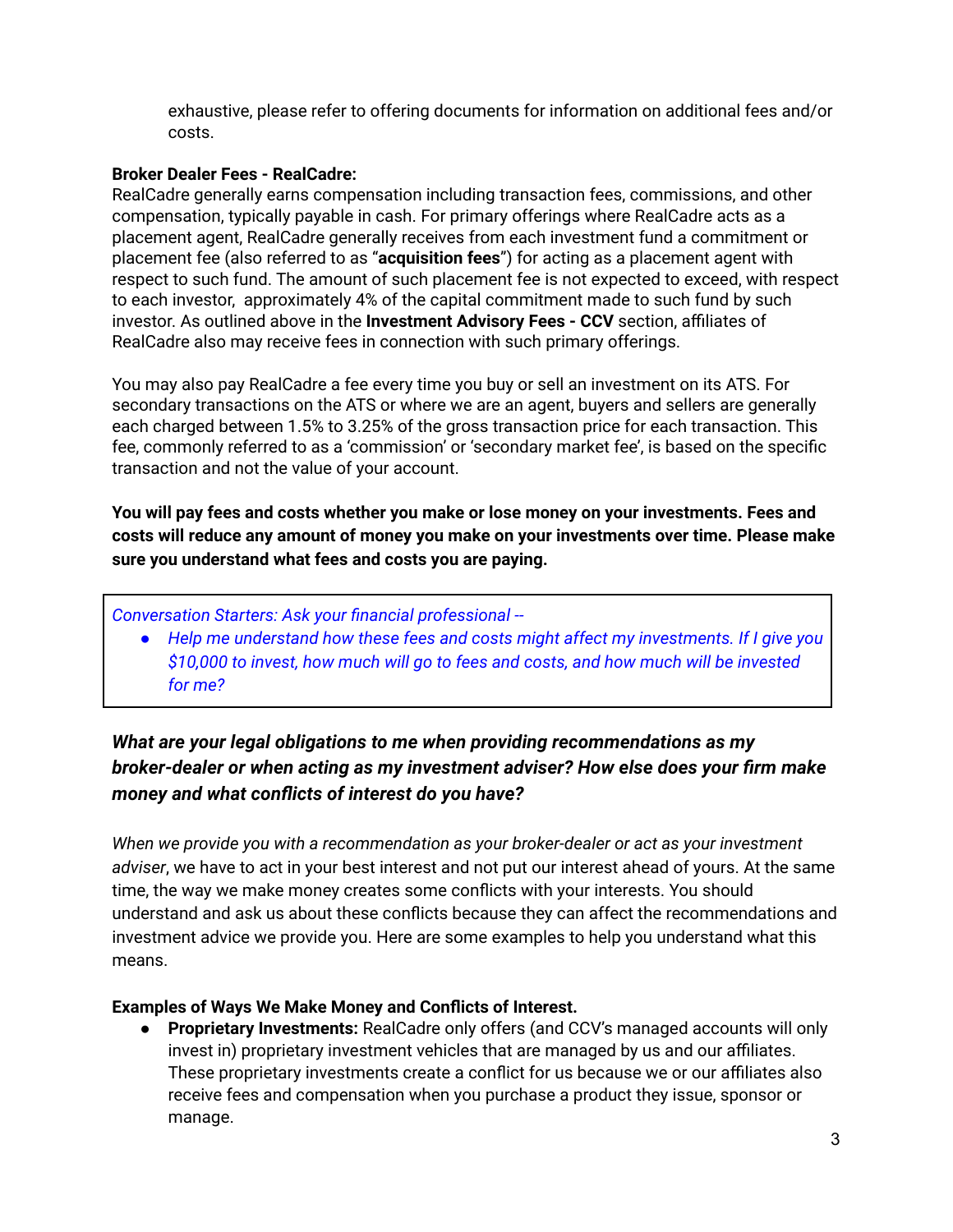exhaustive, please refer to offering documents for information on additional fees and/or costs.

**Broker Dealer Fees - RealCadre:**
RealCadre generally earns compensation including transaction fees, commissions, and other compensation, typically payable in cash. For primary offerings where RealCadre acts as a placement agent, RealCadre generally receives from each investment fund a commitment or placement fee (also referred to as "**acquisition fees**") for acting as a placement agent with respect to such fund. The amount of such placement fee is not expected to exceed, with respect to each investor, approximately 4% of the capital commitment made to such fund by such investor. As outlined above in the **Investment Advisory Fees - CCV** section, affiliates of RealCadre also may receive fees in connection with such primary offerings.

You may also pay RealCadre a fee every time you buy or sell an investment on its ATS. For secondary transactions on the ATS or where we are an agent, buyers and sellers are generally each charged between 1.5% to 3.25% of the gross transaction price for each transaction. This fee, commonly referred to as a 'commission' or 'secondary market fee', is based on the specific transaction and not the value of your account.

**You will pay fees and costs whether you make or lose money on your investments. Fees and costs will reduce any amount of money you make on your investments over time. Please make sure you understand what fees and costs you are paying.**

> *Conversation Starters: Ask your financial professional --*
> - *Help me understand how these fees and costs might affect my investments. If I give you $10,000 to invest, how much will go to fees and costs, and how much will be invested for me?*

### *What are your legal obligations to me when providing recommendations as my broker-dealer or when acting as my investment adviser? How else does your firm make money and what conflicts of interest do you have?*

*When we provide you with a recommendation as your broker-dealer or act as your investment adviser*, we have to act in your best interest and not put our interest ahead of yours. At the same time, the way we make money creates some conflicts with your interests. You should understand and ask us about these conflicts because they can affect the recommendations and investment advice we provide you. Here are some examples to help you understand what this means.

**Examples of Ways We Make Money and Conflicts of Interest.**

- **Proprietary Investments:** RealCadre only offers (and CCV's managed accounts will only invest in) proprietary investment vehicles that are managed by us and our affiliates. These proprietary investments create a conflict for us because we or our affiliates also receive fees and compensation when you purchase a product they issue, sponsor or manage.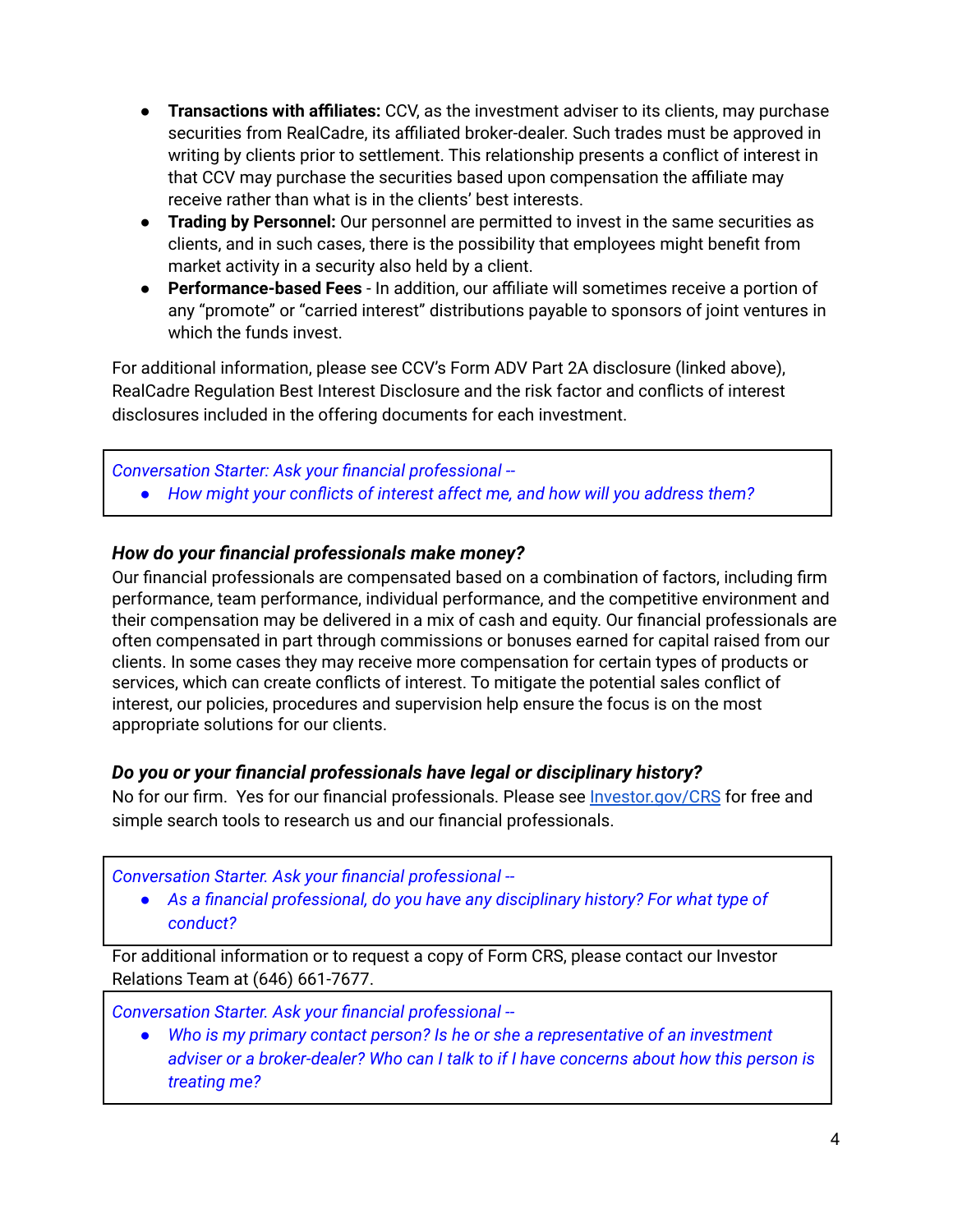- **Transactions with affiliates:** CCV, as the investment adviser to its clients, may purchase securities from RealCadre, its affiliated broker-dealer. Such trades must be approved in writing by clients prior to settlement. This relationship presents a conflict of interest in that CCV may purchase the securities based upon compensation the affiliate may receive rather than what is in the clients' best interests.
- **Trading by Personnel:** Our personnel are permitted to invest in the same securities as clients, and in such cases, there is the possibility that employees might benefit from market activity in a security also held by a client.
- **Performance-based Fees** - In addition, our affiliate will sometimes receive a portion of any "promote" or "carried interest" distributions payable to sponsors of joint ventures in which the funds invest.

For additional information, please see CCV's Form ADV Part 2A disclosure (linked above), RealCadre Regulation Best Interest Disclosure and the risk factor and conflicts of interest disclosures included in the offering documents for each investment.

*Conversation Starter: Ask your financial professional --*

- *How might your conflicts of interest affect me, and how will you address them?*

### *How do your financial professionals make money?*

Our financial professionals are compensated based on a combination of factors, including firm performance, team performance, individual performance, and the competitive environment and their compensation may be delivered in a mix of cash and equity. Our financial professionals are often compensated in part through commissions or bonuses earned for capital raised from our clients. In some cases they may receive more compensation for certain types of products or services, which can create conflicts of interest. To mitigate the potential sales conflict of interest, our policies, procedures and supervision help ensure the focus is on the most appropriate solutions for our clients.

### *Do you or your financial professionals have legal or disciplinary history?*

No for our firm. Yes for our financial professionals. Please see Investor.gov/CRS for free and simple search tools to research us and our financial professionals.

*Conversation Starter. Ask your financial professional --*

- *As a financial professional, do you have any disciplinary history? For what type of conduct?*

For additional information or to request a copy of Form CRS, please contact our Investor Relations Team at (646) 661-7677.

*Conversation Starter. Ask your financial professional --*

- *Who is my primary contact person? Is he or she a representative of an investment adviser or a broker-dealer? Who can I talk to if I have concerns about how this person is treating me?*